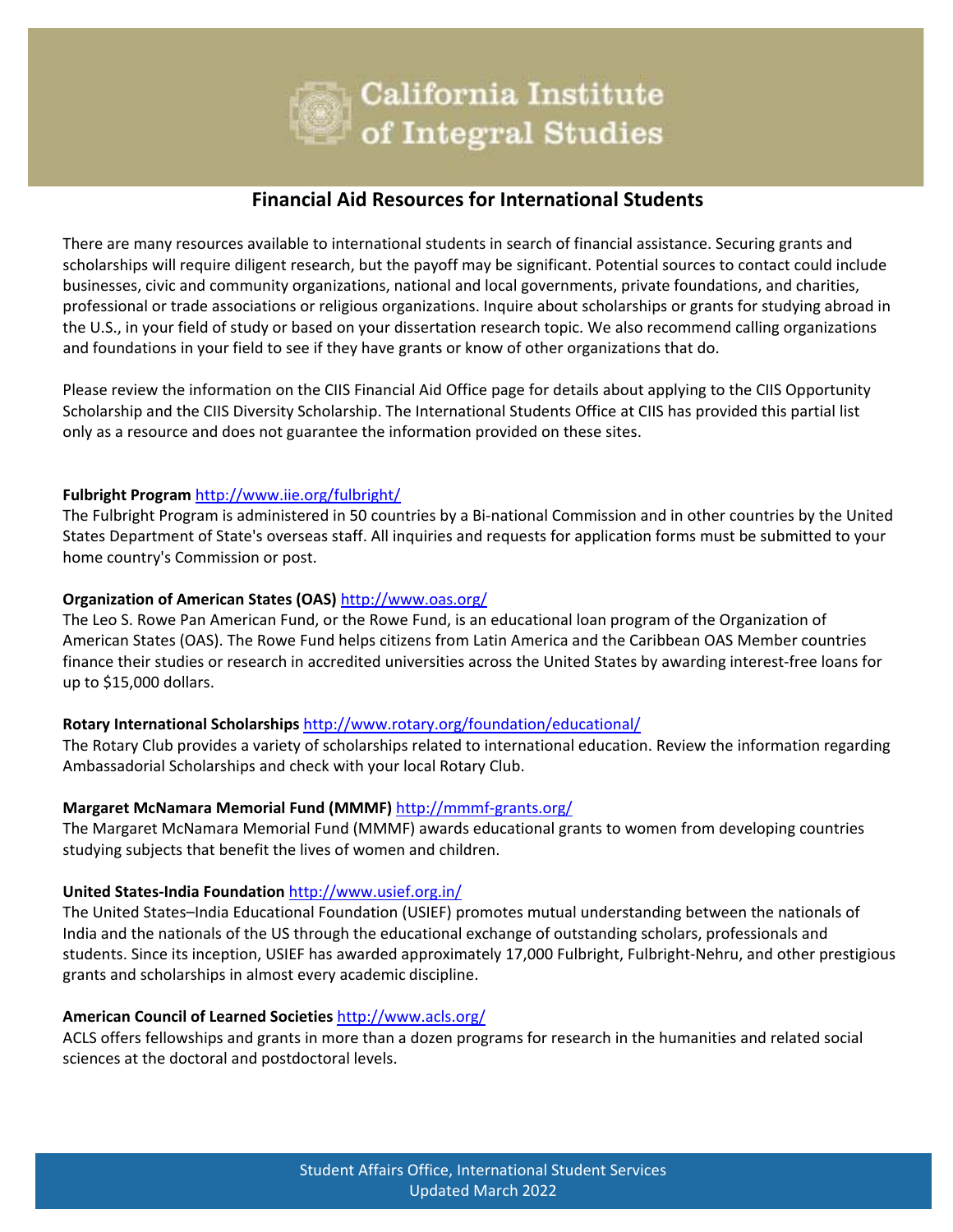# California Institute of Integral Studies

## Financial Aid Resources for International Students

There are many resources available to international students in search of financial assistance. Securing grants and scholarships will require diligent research, but the payoff may be significant. Potential sources to contact could include businesses, civic and community organizations, national and local governments, private foundations, and charities, professional or trade associations or religious organizations. Inquire about scholarships or grants for studying abroad in the U.S., in your field of study or based on your dissertation research topic. We also recommend calling organizations and foundations in your field to see if they have grants or know of other organizations that do.

Please review the information on the CIIS Financial Aid Office page for details about applying to the CIIS Opportunity Scholarship and the CIIS Diversity Scholarship. The International Students Office at CIIS has provided this partial list only as a resource and does not guarantee the information provided on these sites.

**Fulbright Program** http://www.iie.org/fulbright/
The Fulbright Program is administered in 50 countries by a Bi-national Commission and in other countries by the United States Department of State's overseas staff. All inquiries and requests for application forms must be submitted to your home country's Commission or post.

**Organization of American States (OAS)** http://www.oas.org/
The Leo S. Rowe Pan American Fund, or the Rowe Fund, is an educational loan program of the Organization of American States (OAS). The Rowe Fund helps citizens from Latin America and the Caribbean OAS Member countries finance their studies or research in accredited universities across the United States by awarding interest-free loans for up to $15,000 dollars.

**Rotary International Scholarships** http://www.rotary.org/foundation/educational/
The Rotary Club provides a variety of scholarships related to international education. Review the information regarding Ambassadorial Scholarships and check with your local Rotary Club.

**Margaret McNamara Memorial Fund (MMMF)** http://mmmf-grants.org/
The Margaret McNamara Memorial Fund (MMMF) awards educational grants to women from developing countries studying subjects that benefit the lives of women and children.

**United States-India Foundation** http://www.usief.org.in/
The United States–India Educational Foundation (USIEF) promotes mutual understanding between the nationals of India and the nationals of the US through the educational exchange of outstanding scholars, professionals and students. Since its inception, USIEF has awarded approximately 17,000 Fulbright, Fulbright-Nehru, and other prestigious grants and scholarships in almost every academic discipline.

**American Council of Learned Societies** http://www.acls.org/
ACLS offers fellowships and grants in more than a dozen programs for research in the humanities and related social sciences at the doctoral and postdoctoral levels.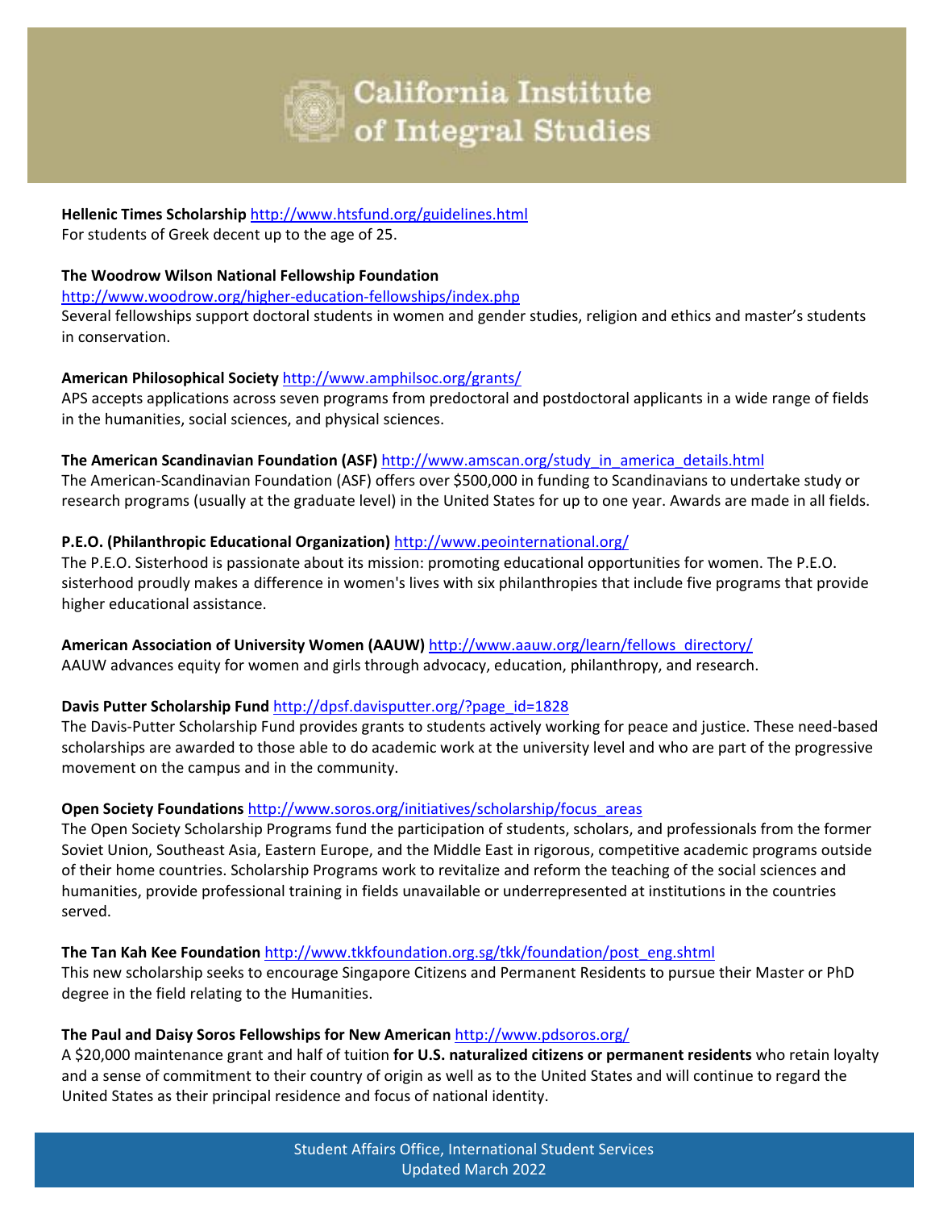**Hellenic Times Scholarship** http://www.htsfund.org/guidelines.html
For students of Greek decent up to the age of 25.

**The Woodrow Wilson National Fellowship Foundation**
http://www.woodrow.org/higher-education-fellowships/index.php
Several fellowships support doctoral students in women and gender studies, religion and ethics and master's students in conservation.

**American Philosophical Society** http://www.amphilsoc.org/grants/
APS accepts applications across seven programs from predoctoral and postdoctoral applicants in a wide range of fields in the humanities, social sciences, and physical sciences.

**The American Scandinavian Foundation (ASF)** http://www.amscan.org/study_in_america_details.html
The American-Scandinavian Foundation (ASF) offers over $500,000 in funding to Scandinavians to undertake study or research programs (usually at the graduate level) in the United States for up to one year. Awards are made in all fields.

**P.E.O. (Philanthropic Educational Organization)** http://www.peointernational.org/
The P.E.O. Sisterhood is passionate about its mission: promoting educational opportunities for women. The P.E.O. sisterhood proudly makes a difference in women's lives with six philanthropies that include five programs that provide higher educational assistance.

**American Association of University Women (AAUW)** http://www.aauw.org/learn/fellows_directory/
AAUW advances equity for women and girls through advocacy, education, philanthropy, and research.

**Davis Putter Scholarship Fund** http://dpsf.davisputter.org/?page_id=1828
The Davis-Putter Scholarship Fund provides grants to students actively working for peace and justice. These need-based scholarships are awarded to those able to do academic work at the university level and who are part of the progressive movement on the campus and in the community.

**Open Society Foundations** http://www.soros.org/initiatives/scholarship/focus_areas
The Open Society Scholarship Programs fund the participation of students, scholars, and professionals from the former Soviet Union, Southeast Asia, Eastern Europe, and the Middle East in rigorous, competitive academic programs outside of their home countries. Scholarship Programs work to revitalize and reform the teaching of the social sciences and humanities, provide professional training in fields unavailable or underrepresented at institutions in the countries served.

**The Tan Kah Kee Foundation** http://www.tkkfoundation.org.sg/tkk/foundation/post_eng.shtml
This new scholarship seeks to encourage Singapore Citizens and Permanent Residents to pursue their Master or PhD degree in the field relating to the Humanities.

**The Paul and Daisy Soros Fellowships for New American** http://www.pdsoros.org/
A $20,000 maintenance grant and half of tuition **for U.S. naturalized citizens or permanent residents** who retain loyalty and a sense of commitment to their country of origin as well as to the United States and will continue to regard the United States as their principal residence and focus of national identity.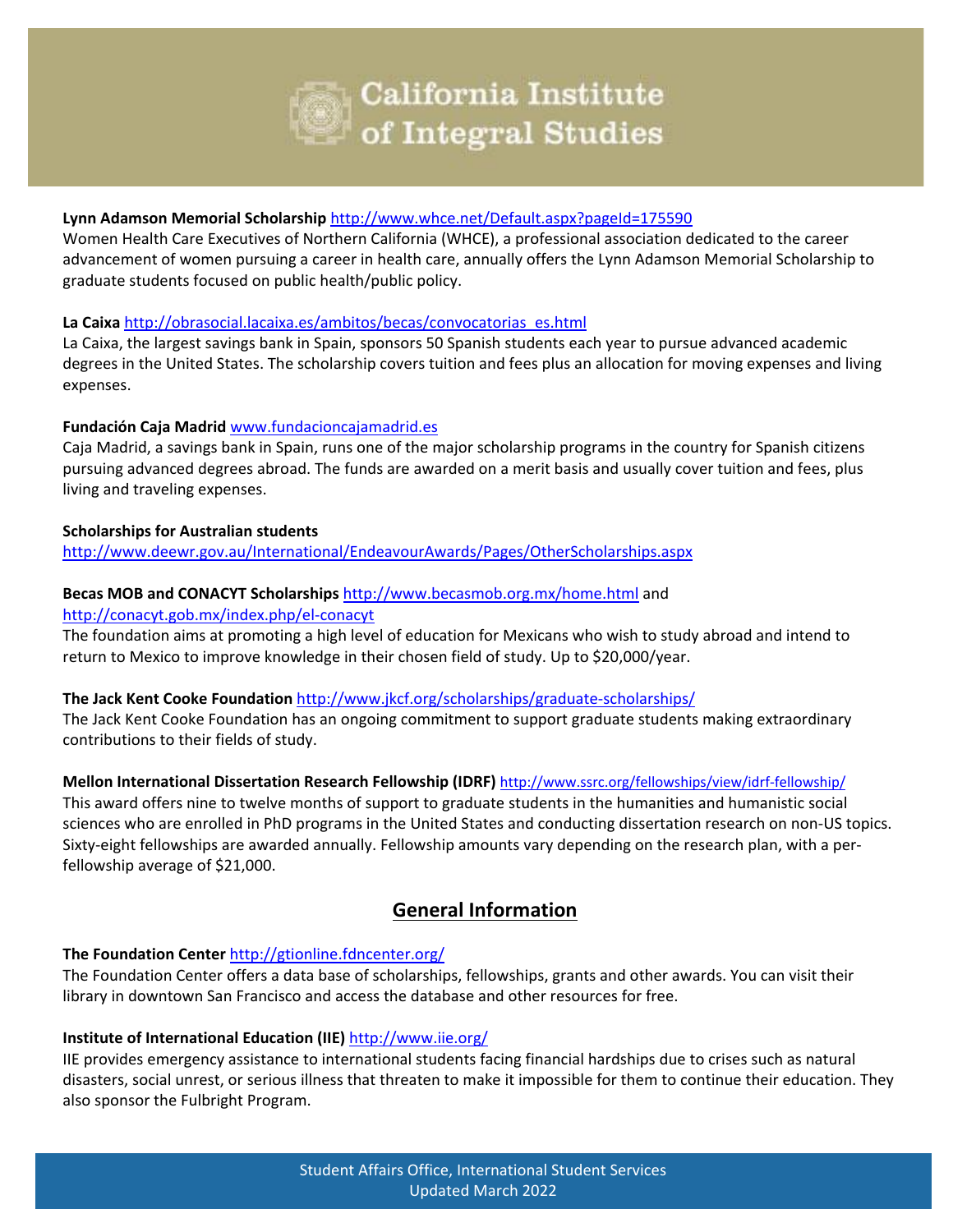**Lynn Adamson Memorial Scholarship** http://www.whce.net/Default.aspx?pageId=175590

Women Health Care Executives of Northern California (WHCE), a professional association dedicated to the career advancement of women pursuing a career in health care, annually offers the Lynn Adamson Memorial Scholarship to graduate students focused on public health/public policy.

**La Caixa** http://obrasocial.lacaixa.es/ambitos/becas/convocatorias_es.html

La Caixa, the largest savings bank in Spain, sponsors 50 Spanish students each year to pursue advanced academic degrees in the United States. The scholarship covers tuition and fees plus an allocation for moving expenses and living expenses.

**Fundación Caja Madrid** www.fundacioncajamadrid.es

Caja Madrid, a savings bank in Spain, runs one of the major scholarship programs in the country for Spanish citizens pursuing advanced degrees abroad. The funds are awarded on a merit basis and usually cover tuition and fees, plus living and traveling expenses.

**Scholarships for Australian students**

http://www.deewr.gov.au/International/EndeavourAwards/Pages/OtherScholarships.aspx

**Becas MOB and CONACYT Scholarships** http://www.becasmob.org.mx/home.html and http://conacyt.gob.mx/index.php/el-conacyt

The foundation aims at promoting a high level of education for Mexicans who wish to study abroad and intend to return to Mexico to improve knowledge in their chosen field of study. Up to $20,000/year.

**The Jack Kent Cooke Foundation** http://www.jkcf.org/scholarships/graduate-scholarships/

The Jack Kent Cooke Foundation has an ongoing commitment to support graduate students making extraordinary contributions to their fields of study.

**Mellon International Dissertation Research Fellowship (IDRF)** http://www.ssrc.org/fellowships/view/idrf-fellowship/

This award offers nine to twelve months of support to graduate students in the humanities and humanistic social sciences who are enrolled in PhD programs in the United States and conducting dissertation research on non-US topics. Sixty-eight fellowships are awarded annually. Fellowship amounts vary depending on the research plan, with a per-fellowship average of $21,000.

## General Information

**The Foundation Center** http://gtionline.fdncenter.org/

The Foundation Center offers a data base of scholarships, fellowships, grants and other awards. You can visit their library in downtown San Francisco and access the database and other resources for free.

**Institute of International Education (IIE)** http://www.iie.org/

IIE provides emergency assistance to international students facing financial hardships due to crises such as natural disasters, social unrest, or serious illness that threaten to make it impossible for them to continue their education. They also sponsor the Fulbright Program.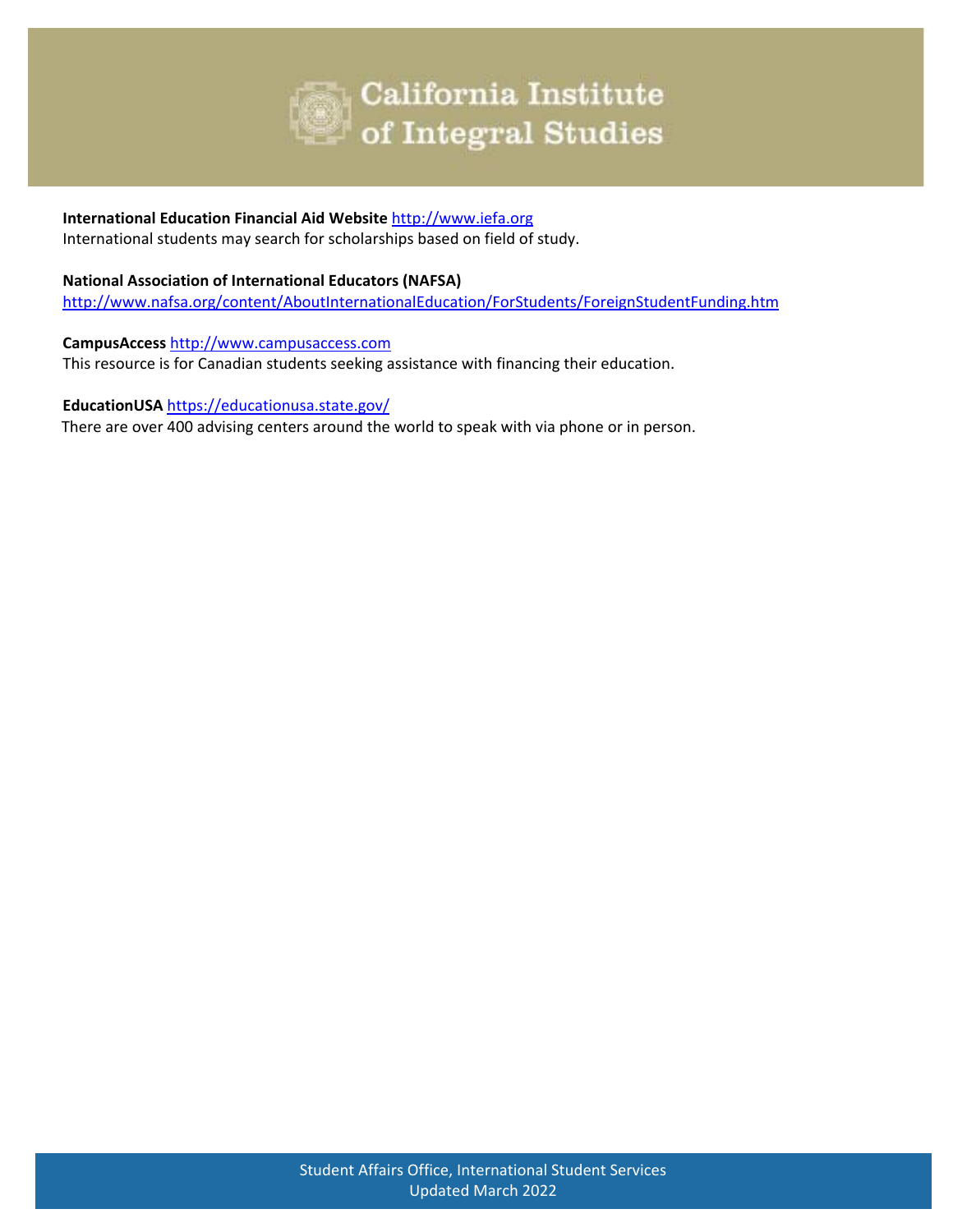**International Education Financial Aid Website** [http://www.iefa.org](http://www.iefa.org)
International students may search for scholarships based on field of study.

**National Association of International Educators (NAFSA)**
[http://www.nafsa.org/content/AboutInternationalEducation/ForStudents/ForeignStudentFunding.htm](http://www.nafsa.org/content/AboutInternationalEducation/ForStudents/ForeignStudentFunding.htm)

**CampusAccess** [http://www.campusaccess.com](http://www.campusaccess.com)
This resource is for Canadian students seeking assistance with financing their education.

**EducationUSA** [https://educationusa.state.gov/](https://educationusa.state.gov/)
There are over 400 advising centers around the world to speak with via phone or in person.